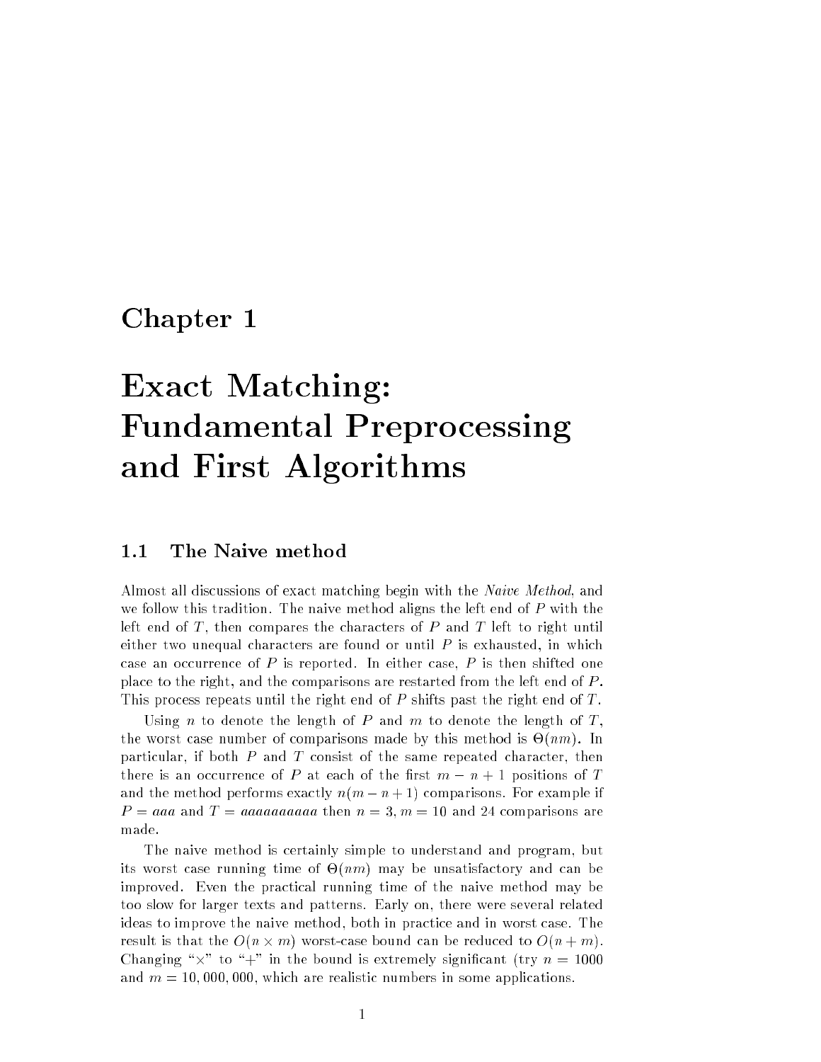# Chapter 1

# Exact Matching: Fundamental Preprocessing and First Algorithms

## 1.1 The Naive method

Almost all discussions of exact matching begin with the *Naive Method*, and we follow this tradition. The naive method aligns the left end of $P$ with the left end of $T$, then compares the characters of $P$ and $T$ left to right until either two unequal characters are found or until $P$ is exhausted, in which case an occurrence of $P$ is reported. In either case, $P$ is then shifted one place to the right, and the comparisons are restarted from the left end of $P$. This process repeats until the right end of $P$ shifts past the right end of $T$.

Using $n$ to denote the length of $P$ and $m$ to denote the length of $T$, the worst case number of comparisons made by this method is $\Theta(nm)$. In particular, if both $P$ and $T$ consist of the same repeated character, then there is an occurrence of $P$ at each of the first $m - n + 1$ positions of $T$ and the method performs exactly $n(m - n + 1)$ comparisons. For example if $P = aaa$ and $T = aaaaaaaaaa$ then $n = 3$, $m = 10$ and 24 comparisons are made.

The naive method is certainly simple to understand and program, but its worst case running time of $\Theta(nm)$ may be unsatisfactory and can be improved. Even the practical running time of the naive method may be too slow for larger texts and patterns. Early on, there were several related ideas to improve the naive method, both in practice and in worst case. The result is that the $O(n \times m)$ worst-case bound can be reduced to $O(n + m)$. Changing "$\times$" to "$+$" in the bound is extremely significant (try $n = 1000$ and $m = 10,000,000$, which are realistic numbers in some applications.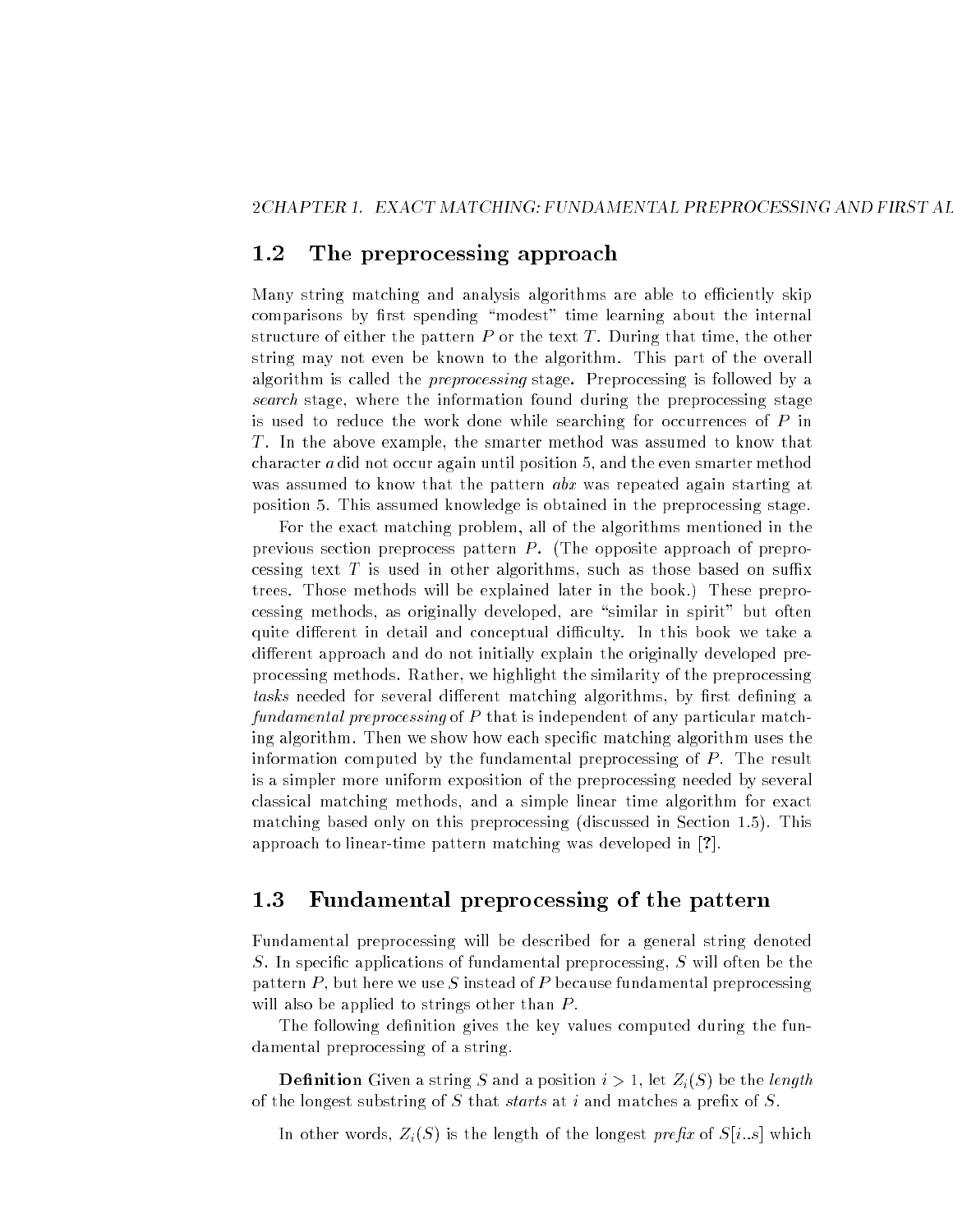## 1.2 The preprocessing approach

Many string matching and analysis algorithms are able to efficiently skip comparisons by first spending "modest" time learning about the internal structure of either the pattern $P$ or the text $T$. During that time, the other string may not even be known to the algorithm. This part of the overall algorithm is called the *preprocessing* stage. Preprocessing is followed by a *search* stage, where the information found during the preprocessing stage is used to reduce the work done while searching for occurrences of $P$ in $T$. In the above example, the smarter method was assumed to know that character *a* did not occur again until position 5, and the even smarter method was assumed to know that the pattern *abx* was repeated again starting at position 5. This assumed knowledge is obtained in the preprocessing stage.

For the exact matching problem, all of the algorithms mentioned in the previous section preprocess pattern $P$. (The opposite approach of preprocessing text $T$ is used in other algorithms, such as those based on suffix trees. Those methods will be explained later in the book.) These preprocessing methods, as originally developed, are "similar in spirit" but often quite different in detail and conceptual difficulty. In this book we take a different approach and do not initially explain the originally developed preprocessing methods. Rather, we highlight the similarity of the preprocessing *tasks* needed for several different matching algorithms, by first defining a *fundamental preprocessing* of $P$ that is independent of any particular matching algorithm. Then we show how each specific matching algorithm uses the information computed by the fundamental preprocessing of $P$. The result is a simpler more uniform exposition of the preprocessing needed by several classical matching methods, and a simple linear time algorithm for exact matching based only on this preprocessing (discussed in Section 1.5). This approach to linear-time pattern matching was developed in [?].

## 1.3 Fundamental preprocessing of the pattern

Fundamental preprocessing will be described for a general string denoted $S$. In specific applications of fundamental preprocessing, $S$ will often be the pattern $P$, but here we use $S$ instead of $P$ because fundamental preprocessing will also be applied to strings other than $P$.

The following definition gives the key values computed during the fundamental preprocessing of a string.

**Definition** Given a string $S$ and a position $i > 1$, let $Z_i(S)$ be the *length* of the longest substring of $S$ that *starts* at $i$ and matches a prefix of $S$.

In other words, $Z_i(S)$ is the length of the longest *prefix* of $S[i..s]$ which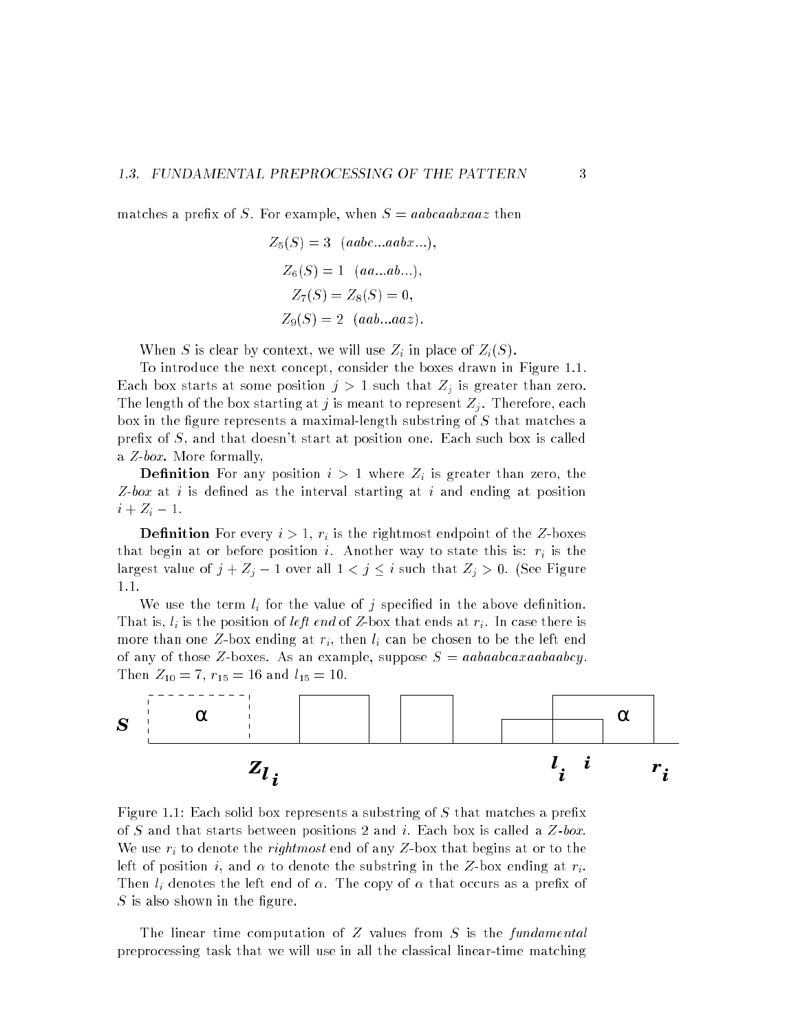matches a prefix of $S$. For example, when $S = aabcaabxaaz$ then

$$Z_5(S) = 3 \quad (aabc...aabx...),$$

$$Z_6(S) = 1 \quad (aa...ab...),$$

$$Z_7(S) = Z_8(S) = 0,$$

$$Z_9(S) = 2 \quad (aab...aaz).$$

When $S$ is clear by context, we will use $Z_i$ in place of $Z_i(S)$.

To introduce the next concept, consider the boxes drawn in Figure 1.1. Each box starts at some position $j > 1$ such that $Z_j$ is greater than zero. The length of the box starting at $j$ is meant to represent $Z_j$. Therefore, each box in the figure represents a maximal-length substring of $S$ that matches a prefix of $S$, and that doesn't start at position one. Each such box is called a *Z-box*. More formally,

**Definition** For any position $i > 1$ where $Z_i$ is greater than zero, the *Z-box* at $i$ is defined as the interval starting at $i$ and ending at position $i + Z_i - 1$.

**Definition** For every $i > 1$, $r_i$ is the rightmost endpoint of the $Z$-boxes that begin at or before position $i$. Another way to state this is: $r_i$ is the largest value of $j + Z_j - 1$ over all $1 < j \le i$ such that $Z_j > 0$. (See Figure 1.1.

We use the term $l_i$ for the value of $j$ specified in the above definition. That is, $l_i$ is the position of *left end* of $Z$-box that ends at $r_i$. In case there is more than one $Z$-box ending at $r_i$, then $l_i$ can be chosen to be the left end of any of those $Z$-boxes. As an example, suppose $S = aabaabcaxaabaabcy$. Then $Z_{10} = 7$, $r_{15} = 16$ and $l_{15} = 10$.

Figure 1.1: Each solid box represents a substring of $S$ that matches a prefix of $S$ and that starts between positions 2 and $i$. Each box is called a *Z-box*. We use $r_i$ to denote the *rightmost* end of any $Z$-box that begins at or to the left of position $i$, and $\alpha$ to denote the substring in the $Z$-box ending at $r_i$. Then $l_i$ denotes the left end of $\alpha$. The copy of $\alpha$ that occurs as a prefix of $S$ is also shown in the figure.

The linear time computation of $Z$ values from $S$ is the *fundamental* preprocessing task that we will use in all the classical linear-time matching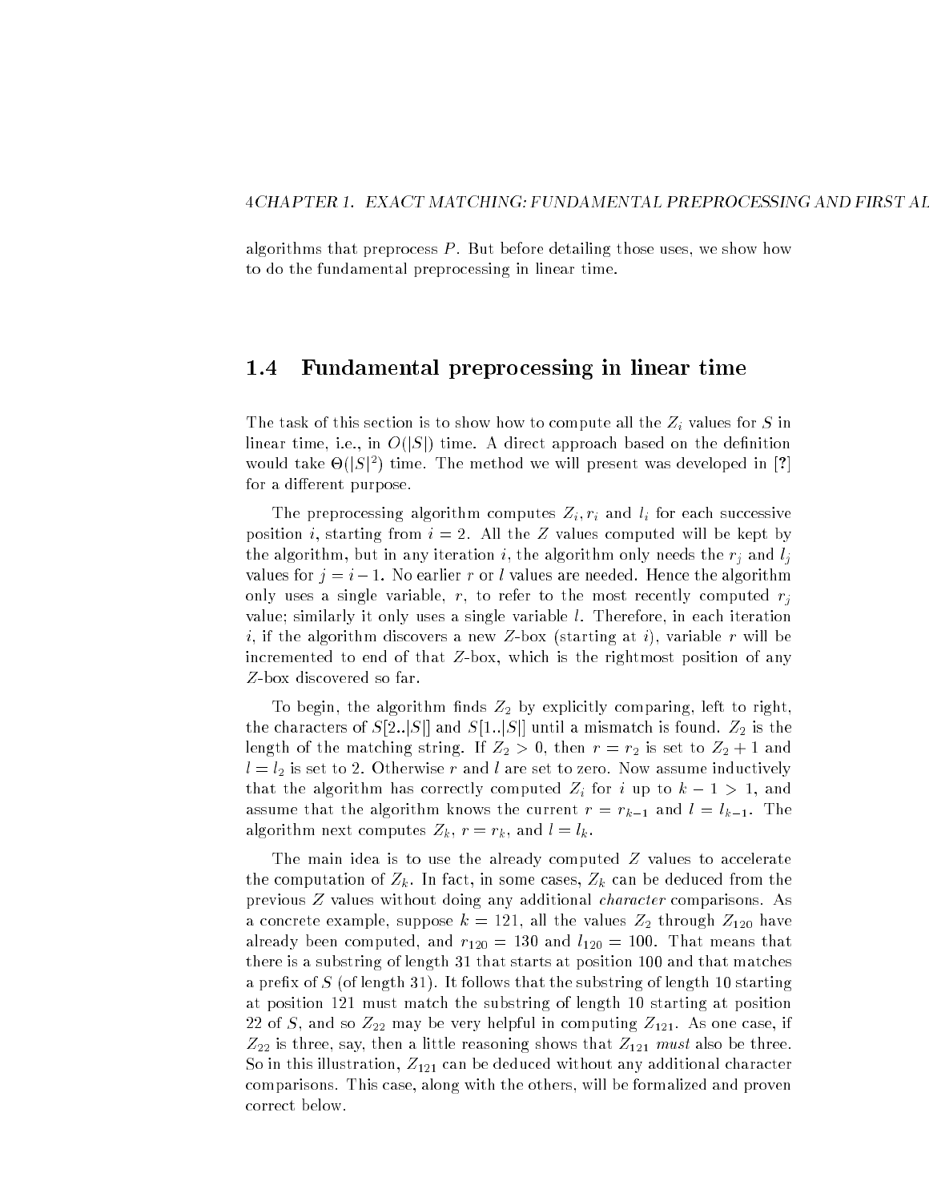algorithms that preprocess $P$. But before detailing those uses, we show how to do the fundamental preprocessing in linear time.

## 1.4 Fundamental preprocessing in linear time

The task of this section is to show how to compute all the $Z_i$ values for $S$ in linear time, i.e., in $O(|S|)$ time. A direct approach based on the definition would take $\Theta(|S|^2)$ time. The method we will present was developed in [?] for a different purpose.

The preprocessing algorithm computes $Z_i, r_i$ and $l_i$ for each successive position $i$, starting from $i = 2$. All the $Z$ values computed will be kept by the algorithm, but in any iteration $i$, the algorithm only needs the $r_j$ and $l_j$ values for $j = i - 1$. No earlier $r$ or $l$ values are needed. Hence the algorithm only uses a single variable, $r$, to refer to the most recently computed $r_j$ value; similarly it only uses a single variable $l$. Therefore, in each iteration $i$, if the algorithm discovers a new $Z$-box (starting at $i$), variable $r$ will be incremented to end of that $Z$-box, which is the rightmost position of any $Z$-box discovered so far.

To begin, the algorithm finds $Z_2$ by explicitly comparing, left to right, the characters of $S[2..|S|]$ and $S[1..|S|]$ until a mismatch is found. $Z_2$ is the length of the matching string. If $Z_2 > 0$, then $r = r_2$ is set to $Z_2 + 1$ and $l = l_2$ is set to 2. Otherwise $r$ and $l$ are set to zero. Now assume inductively that the algorithm has correctly computed $Z_i$ for $i$ up to $k - 1 > 1$, and assume that the algorithm knows the current $r = r_{k-1}$ and $l = l_{k-1}$. The algorithm next computes $Z_k$, $r = r_k$, and $l = l_k$.

The main idea is to use the already computed $Z$ values to accelerate the computation of $Z_k$. In fact, in some cases, $Z_k$ can be deduced from the previous $Z$ values without doing any additional *character* comparisons. As a concrete example, suppose $k = 121$, all the values $Z_2$ through $Z_{120}$ have already been computed, and $r_{120} = 130$ and $l_{120} = 100$. That means that there is a substring of length 31 that starts at position 100 and that matches a prefix of $S$ (of length 31). It follows that the substring of length 10 starting at position 121 must match the substring of length 10 starting at position 22 of $S$, and so $Z_{22}$ may be very helpful in computing $Z_{121}$. As one case, if $Z_{22}$ is three, say, then a little reasoning shows that $Z_{121}$ *must* also be three. So in this illustration, $Z_{121}$ can be deduced without any additional character comparisons. This case, along with the others, will be formalized and proven correct below.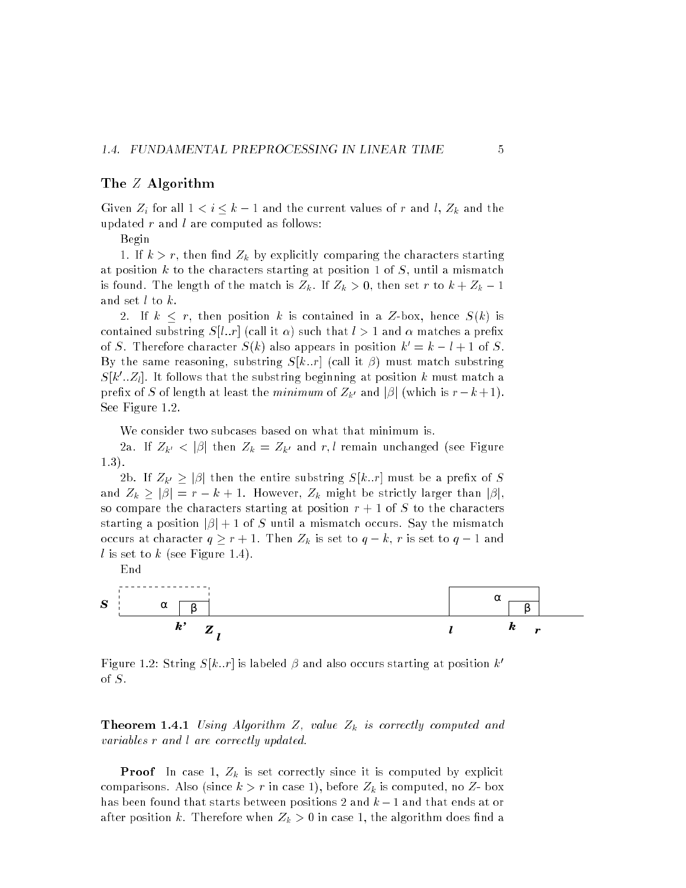### The $Z$ Algorithm

Given $Z_i$ for all $1 < i \leq k-1$ and the current values of $r$ and $l$, $Z_k$ and the updated $r$ and $l$ are computed as follows:

Begin

1. If $k > r$, then find $Z_k$ by explicitly comparing the characters starting at position $k$ to the characters starting at position 1 of $S$, until a mismatch is found. The length of the match is $Z_k$. If $Z_k > 0$, then set $r$ to $k + Z_k - 1$ and set $l$ to $k$.

2. If $k \leq r$, then position $k$ is contained in a $Z$-box, hence $S(k)$ is contained substring $S[l..r]$ (call it $\alpha$) such that $l > 1$ and $\alpha$ matches a prefix of $S$. Therefore character $S(k)$ also appears in position $k' = k - l + 1$ of $S$. By the same reasoning, substring $S[k..r]$ (call it $\beta$) must match substring $S[k'..Z_l]$. It follows that the substring beginning at position $k$ must match a prefix of $S$ of length at least the *minimum* of $Z_{k'}$ and $|\beta|$ (which is $r - k + 1$). See Figure 1.2.

We consider two subcases based on what that minimum is.

2a. If $Z_{k'} < |\beta|$ then $Z_k = Z_{k'}$ and $r, l$ remain unchanged (see Figure 1.3).

2b. If $Z_{k'} \geq |\beta|$ then the entire substring $S[k..r]$ must be a prefix of $S$ and $Z_k \geq |\beta| = r - k + 1$. However, $Z_k$ might be strictly larger than $|\beta|$, so compare the characters starting at position $r + 1$ of $S$ to the characters starting a position $|\beta| + 1$ of $S$ until a mismatch occurs. Say the mismatch occurs at character $q \geq r + 1$. Then $Z_k$ is set to $q - k$, $r$ is set to $q - 1$ and $l$ is set to $k$ (see Figure 1.4).

End

Figure 1.2: String $S[k..r]$ is labeled $\beta$ and also occurs starting at position $k'$ of $S$.

**Theorem 1.4.1** *Using Algorithm Z, value $Z_k$ is correctly computed and variables $r$ and $l$ are correctly updated.*

**Proof** In case 1, $Z_k$ is set correctly since it is computed by explicit comparisons. Also (since $k > r$ in case 1), before $Z_k$ is computed, no $Z$- box has been found that starts between positions 2 and $k - 1$ and that ends at or after position $k$. Therefore when $Z_k > 0$ in case 1, the algorithm does find a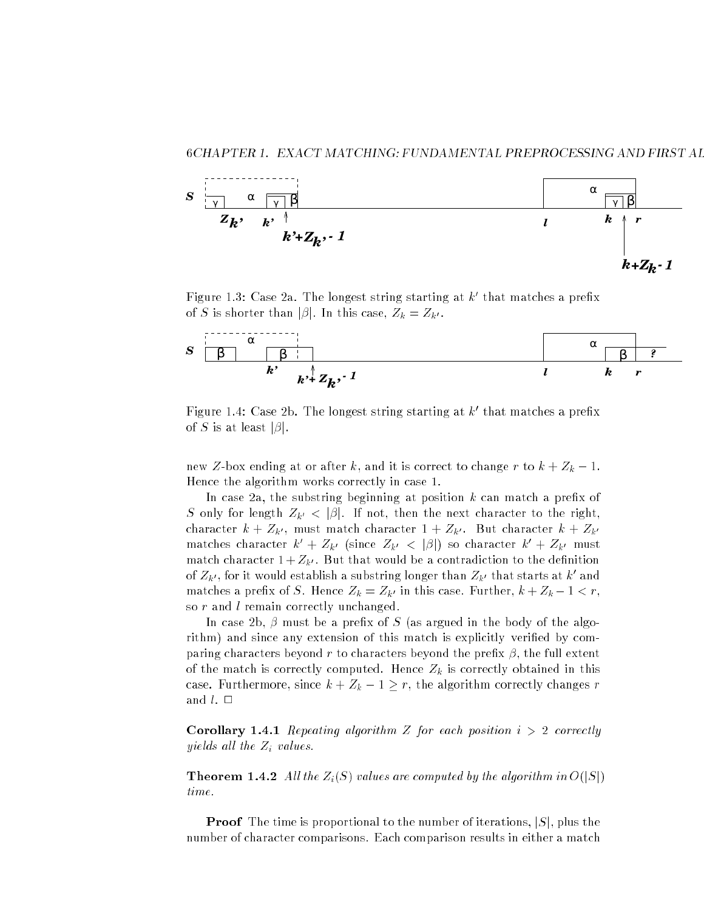Figure 1.3: Case 2a. The longest string starting at $k'$ that matches a prefix of $S$ is shorter than $|\beta|$. In this case, $Z_k = Z_{k'}$.

Figure 1.4: Case 2b. The longest string starting at $k'$ that matches a prefix of $S$ is at least $|\beta|$.

new $Z$-box ending at or after $k$, and it is correct to change $r$ to $k + Z_k - 1$. Hence the algorithm works correctly in case 1.

In case 2a, the substring beginning at position $k$ can match a prefix of $S$ only for length $Z_{k'} < |\beta|$. If not, then the next character to the right, character $k + Z_{k'}$, must match character $1 + Z_{k'}$. But character $k + Z_{k'}$ matches character $k' + Z_{k'}$ (since $Z_{k'} < |\beta|$) so character $k' + Z_{k'}$ must match character $1 + Z_{k'}$. But that would be a contradiction to the definition of $Z_{k'}$, for it would establish a substring longer than $Z_{k'}$ that starts at $k'$ and matches a prefix of $S$. Hence $Z_k = Z_{k'}$ in this case. Further, $k + Z_k - 1 < r$, so $r$ and $l$ remain correctly unchanged.

In case 2b, $\beta$ must be a prefix of $S$ (as argued in the body of the algorithm) and since any extension of this match is explicitly verified by comparing characters beyond $r$ to characters beyond the prefix $\beta$, the full extent of the match is correctly computed. Hence $Z_k$ is correctly obtained in this case. Furthermore, since $k + Z_k - 1 \geq r$, the algorithm correctly changes $r$ and $l$. □

**Corollary 1.4.1** *Repeating algorithm Z for each position $i > 2$ correctly yields all the $Z_i$ values.*

**Theorem 1.4.2** *All the $Z_i(S)$ values are computed by the algorithm in $O(|S|)$ time.*

**Proof** The time is proportional to the number of iterations, $|S|$, plus the number of character comparisons. Each comparison results in either a match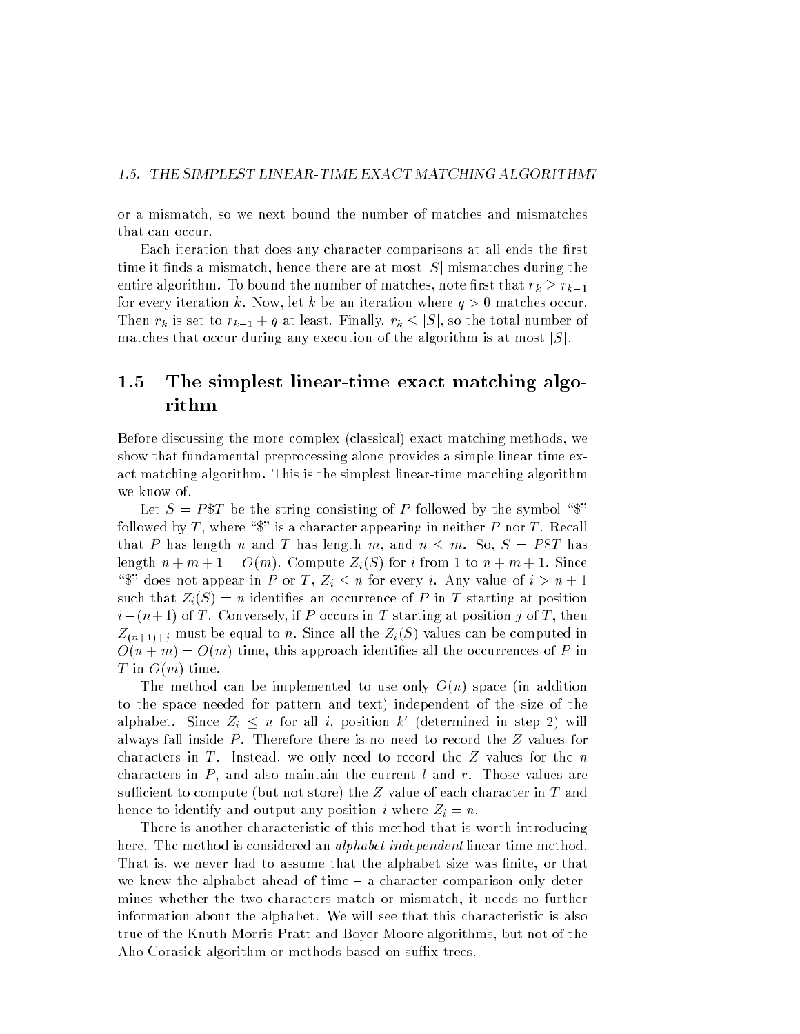or a mismatch, so we next bound the number of matches and mismatches that can occur.

Each iteration that does any character comparisons at all ends the first time it finds a mismatch, hence there are at most $|S|$ mismatches during the entire algorithm. To bound the number of matches, note first that $r_k \geq r_{k-1}$ for every iteration $k$. Now, let $k$ be an iteration where $q > 0$ matches occur. Then $r_k$ is set to $r_{k-1} + q$ at least. Finally, $r_k \leq |S|$, so the total number of matches that occur during any execution of the algorithm is at most $|S|$. □

## 1.5 The simplest linear-time exact matching algorithm

Before discussing the more complex (classical) exact matching methods, we show that fundamental preprocessing alone provides a simple linear time exact matching algorithm. This is the simplest linear-time matching algorithm we know of.

Let $S = P\$T$ be the string consisting of $P$ followed by the symbol "\$" followed by $T$, where "\$" is a character appearing in neither $P$ nor $T$. Recall that $P$ has length $n$ and $T$ has length $m$, and $n \leq m$. So, $S = P\$T$ has length $n + m + 1 = O(m)$. Compute $Z_i(S)$ for $i$ from 1 to $n + m + 1$. Since "\$" does not appear in $P$ or $T$, $Z_i \leq n$ for every $i$. Any value of $i > n + 1$ such that $Z_i(S) = n$ identifies an occurrence of $P$ in $T$ starting at position $i - (n+1)$ of $T$. Conversely, if $P$ occurs in $T$ starting at position $j$ of $T$, then $Z_{(n+1)+j}$ must be equal to $n$. Since all the $Z_i(S)$ values can be computed in $O(n + m) = O(m)$ time, this approach identifies all the occurrences of $P$ in $T$ in $O(m)$ time.

The method can be implemented to use only $O(n)$ space (in addition to the space needed for pattern and text) independent of the size of the alphabet. Since $Z_i \leq n$ for all $i$, position $k'$ (determined in step 2) will always fall inside $P$. Therefore there is no need to record the $Z$ values for characters in $T$. Instead, we only need to record the $Z$ values for the $n$ characters in $P$, and also maintain the current $l$ and $r$. Those values are sufficient to compute (but not store) the $Z$ value of each character in $T$ and hence to identify and output any position $i$ where $Z_i = n$.

There is another characteristic of this method that is worth introducing here. The method is considered an *alphabet independent* linear time method. That is, we never had to assume that the alphabet size was finite, or that we knew the alphabet ahead of time – a character comparison only determines whether the two characters match or mismatch, it needs no further information about the alphabet. We will see that this characteristic is also true of the Knuth-Morris-Pratt and Boyer-Moore algorithms, but not of the Aho-Corasick algorithm or methods based on suffix trees.